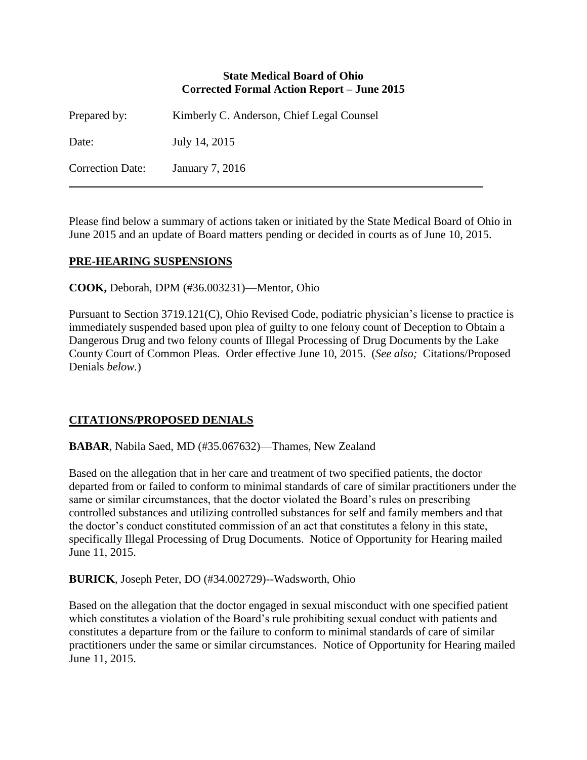**State Medical Board of Ohio**
**Corrected Formal Action Report – June 2015**

Prepared by: Kimberly C. Anderson, Chief Legal Counsel

Date: July 14, 2015

Correction Date: January 7, 2016

---

Please find below a summary of actions taken or initiated by the State Medical Board of Ohio in June 2015 and an update of Board matters pending or decided in courts as of June 10, 2015.

## PRE-HEARING SUSPENSIONS

**COOK,** Deborah, DPM (#36.003231)—Mentor, Ohio

Pursuant to Section 3719.121(C), Ohio Revised Code, podiatric physician's license to practice is immediately suspended based upon plea of guilty to one felony count of Deception to Obtain a Dangerous Drug and two felony counts of Illegal Processing of Drug Documents by the Lake County Court of Common Pleas. Order effective June 10, 2015. (*See also;* Citations/Proposed Denials *below.*)

## CITATIONS/PROPOSED DENIALS

**BABAR**, Nabila Saed, MD (#35.067632)—Thames, New Zealand

Based on the allegation that in her care and treatment of two specified patients, the doctor departed from or failed to conform to minimal standards of care of similar practitioners under the same or similar circumstances, that the doctor violated the Board's rules on prescribing controlled substances and utilizing controlled substances for self and family members and that the doctor's conduct constituted commission of an act that constitutes a felony in this state, specifically Illegal Processing of Drug Documents. Notice of Opportunity for Hearing mailed June 11, 2015.

**BURICK**, Joseph Peter, DO (#34.002729)--Wadsworth, Ohio

Based on the allegation that the doctor engaged in sexual misconduct with one specified patient which constitutes a violation of the Board's rule prohibiting sexual conduct with patients and constitutes a departure from or the failure to conform to minimal standards of care of similar practitioners under the same or similar circumstances. Notice of Opportunity for Hearing mailed June 11, 2015.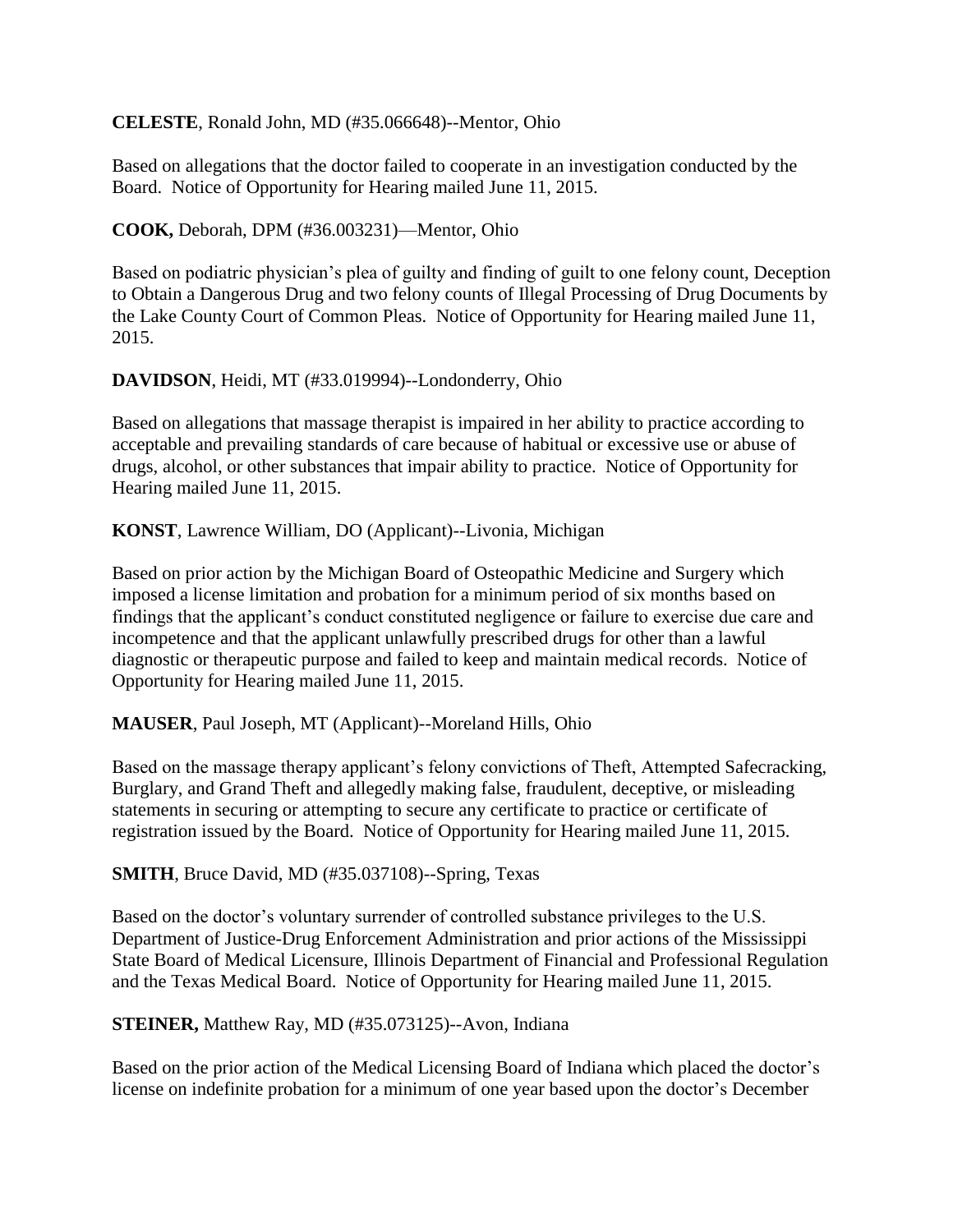**CELESTE**, Ronald John, MD (#35.066648)--Mentor, Ohio

Based on allegations that the doctor failed to cooperate in an investigation conducted by the Board. Notice of Opportunity for Hearing mailed June 11, 2015.

**COOK,** Deborah, DPM (#36.003231)—Mentor, Ohio

Based on podiatric physician's plea of guilty and finding of guilt to one felony count, Deception to Obtain a Dangerous Drug and two felony counts of Illegal Processing of Drug Documents by the Lake County Court of Common Pleas. Notice of Opportunity for Hearing mailed June 11, 2015.

**DAVIDSON**, Heidi, MT (#33.019994)--Londonderry, Ohio

Based on allegations that massage therapist is impaired in her ability to practice according to acceptable and prevailing standards of care because of habitual or excessive use or abuse of drugs, alcohol, or other substances that impair ability to practice. Notice of Opportunity for Hearing mailed June 11, 2015.

**KONST**, Lawrence William, DO (Applicant)--Livonia, Michigan

Based on prior action by the Michigan Board of Osteopathic Medicine and Surgery which imposed a license limitation and probation for a minimum period of six months based on findings that the applicant's conduct constituted negligence or failure to exercise due care and incompetence and that the applicant unlawfully prescribed drugs for other than a lawful diagnostic or therapeutic purpose and failed to keep and maintain medical records. Notice of Opportunity for Hearing mailed June 11, 2015.

**MAUSER**, Paul Joseph, MT (Applicant)--Moreland Hills, Ohio

Based on the massage therapy applicant's felony convictions of Theft, Attempted Safecracking, Burglary, and Grand Theft and allegedly making false, fraudulent, deceptive, or misleading statements in securing or attempting to secure any certificate to practice or certificate of registration issued by the Board. Notice of Opportunity for Hearing mailed June 11, 2015.

**SMITH**, Bruce David, MD (#35.037108)--Spring, Texas

Based on the doctor's voluntary surrender of controlled substance privileges to the U.S. Department of Justice-Drug Enforcement Administration and prior actions of the Mississippi State Board of Medical Licensure, Illinois Department of Financial and Professional Regulation and the Texas Medical Board. Notice of Opportunity for Hearing mailed June 11, 2015.

**STEINER,** Matthew Ray, MD (#35.073125)--Avon, Indiana

Based on the prior action of the Medical Licensing Board of Indiana which placed the doctor's license on indefinite probation for a minimum of one year based upon the doctor's December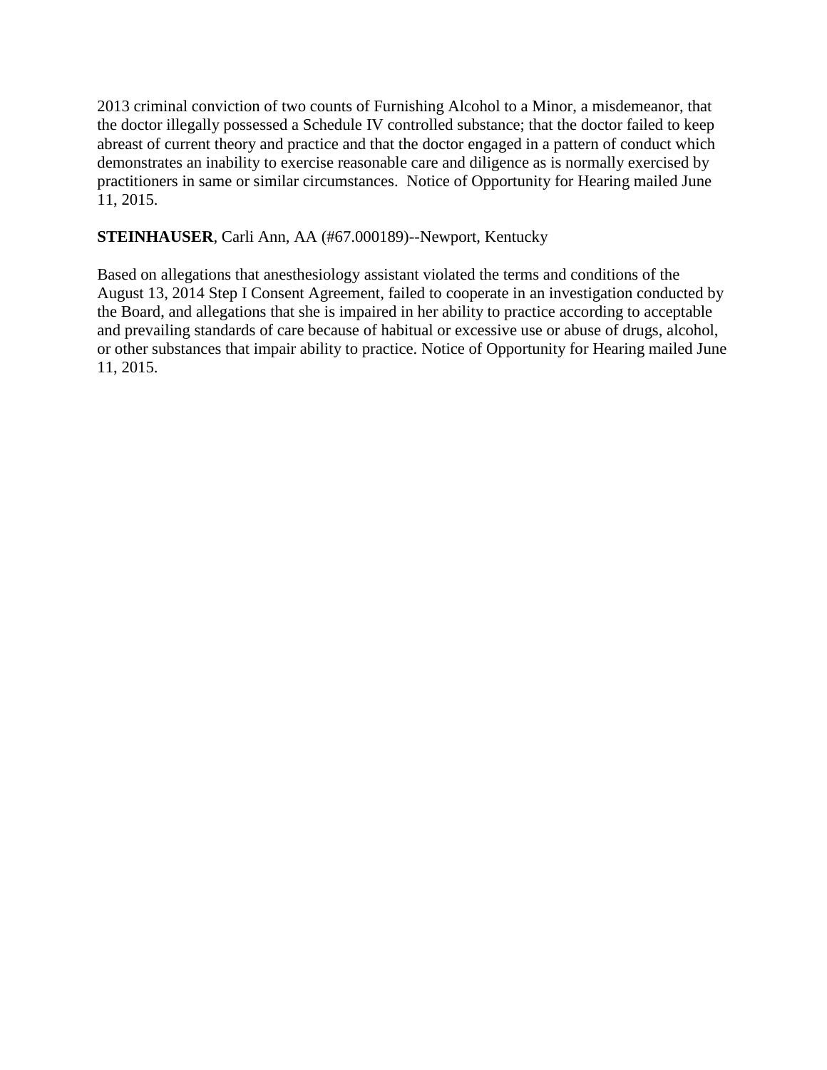2013 criminal conviction of two counts of Furnishing Alcohol to a Minor, a misdemeanor, that the doctor illegally possessed a Schedule IV controlled substance; that the doctor failed to keep abreast of current theory and practice and that the doctor engaged in a pattern of conduct which demonstrates an inability to exercise reasonable care and diligence as is normally exercised by practitioners in same or similar circumstances. Notice of Opportunity for Hearing mailed June 11, 2015.

**STEINHAUSER**, Carli Ann, AA (#67.000189)--Newport, Kentucky

Based on allegations that anesthesiology assistant violated the terms and conditions of the August 13, 2014 Step I Consent Agreement, failed to cooperate in an investigation conducted by the Board, and allegations that she is impaired in her ability to practice according to acceptable and prevailing standards of care because of habitual or excessive use or abuse of drugs, alcohol, or other substances that impair ability to practice. Notice of Opportunity for Hearing mailed June 11, 2015.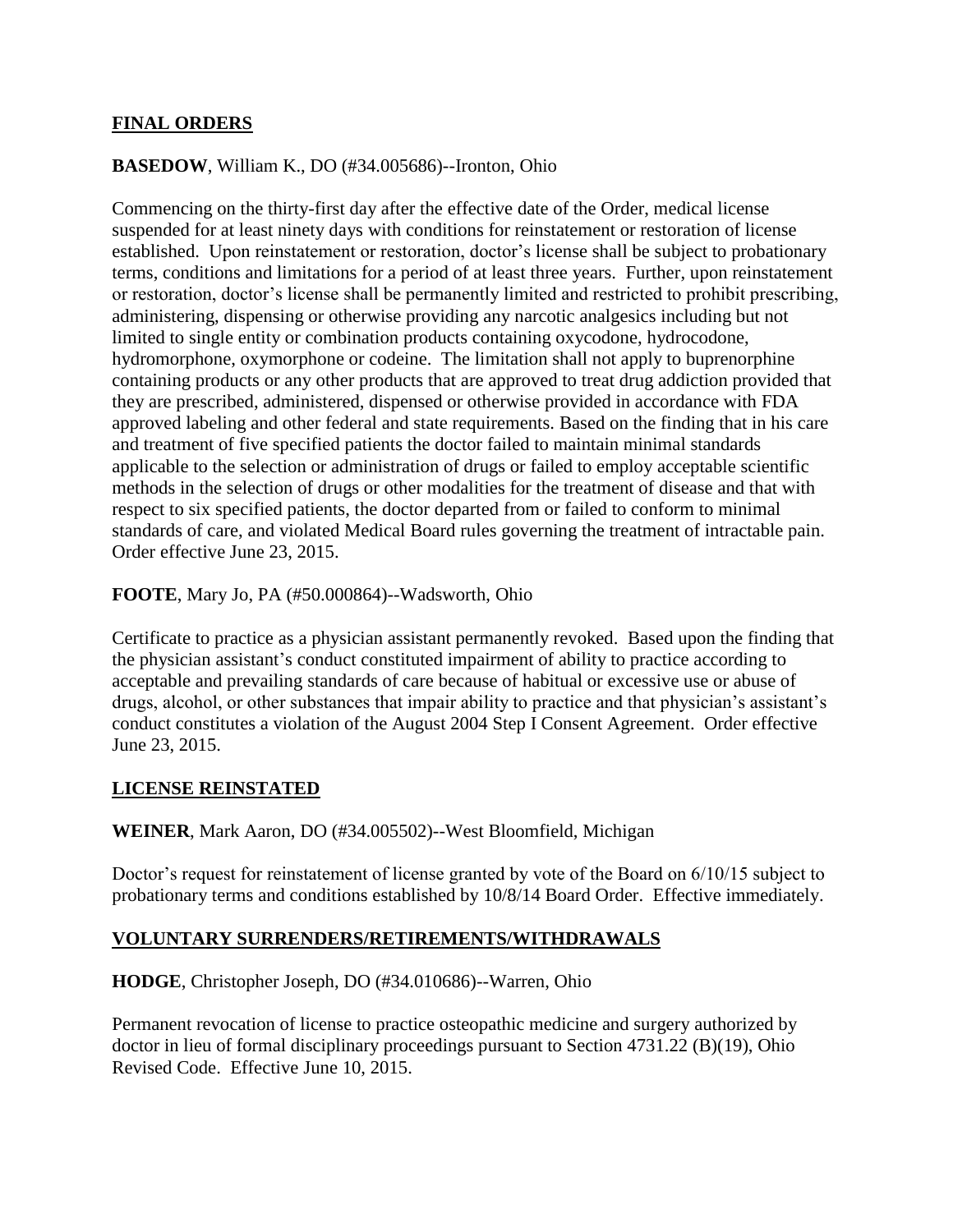## FINAL ORDERS

**BASEDOW**, William K., DO (#34.005686)--Ironton, Ohio

Commencing on the thirty-first day after the effective date of the Order, medical license suspended for at least ninety days with conditions for reinstatement or restoration of license established. Upon reinstatement or restoration, doctor's license shall be subject to probationary terms, conditions and limitations for a period of at least three years. Further, upon reinstatement or restoration, doctor's license shall be permanently limited and restricted to prohibit prescribing, administering, dispensing or otherwise providing any narcotic analgesics including but not limited to single entity or combination products containing oxycodone, hydrocodone, hydromorphone, oxymorphone or codeine. The limitation shall not apply to buprenorphine containing products or any other products that are approved to treat drug addiction provided that they are prescribed, administered, dispensed or otherwise provided in accordance with FDA approved labeling and other federal and state requirements. Based on the finding that in his care and treatment of five specified patients the doctor failed to maintain minimal standards applicable to the selection or administration of drugs or failed to employ acceptable scientific methods in the selection of drugs or other modalities for the treatment of disease and that with respect to six specified patients, the doctor departed from or failed to conform to minimal standards of care, and violated Medical Board rules governing the treatment of intractable pain. Order effective June 23, 2015.

**FOOTE**, Mary Jo, PA (#50.000864)--Wadsworth, Ohio

Certificate to practice as a physician assistant permanently revoked. Based upon the finding that the physician assistant's conduct constituted impairment of ability to practice according to acceptable and prevailing standards of care because of habitual or excessive use or abuse of drugs, alcohol, or other substances that impair ability to practice and that physician's assistant's conduct constitutes a violation of the August 2004 Step I Consent Agreement. Order effective June 23, 2015.

## LICENSE REINSTATED

**WEINER**, Mark Aaron, DO (#34.005502)--West Bloomfield, Michigan

Doctor's request for reinstatement of license granted by vote of the Board on 6/10/15 subject to probationary terms and conditions established by 10/8/14 Board Order. Effective immediately.

## VOLUNTARY SURRENDERS/RETIREMENTS/WITHDRAWALS

**HODGE**, Christopher Joseph, DO (#34.010686)--Warren, Ohio

Permanent revocation of license to practice osteopathic medicine and surgery authorized by doctor in lieu of formal disciplinary proceedings pursuant to Section 4731.22 (B)(19), Ohio Revised Code. Effective June 10, 2015.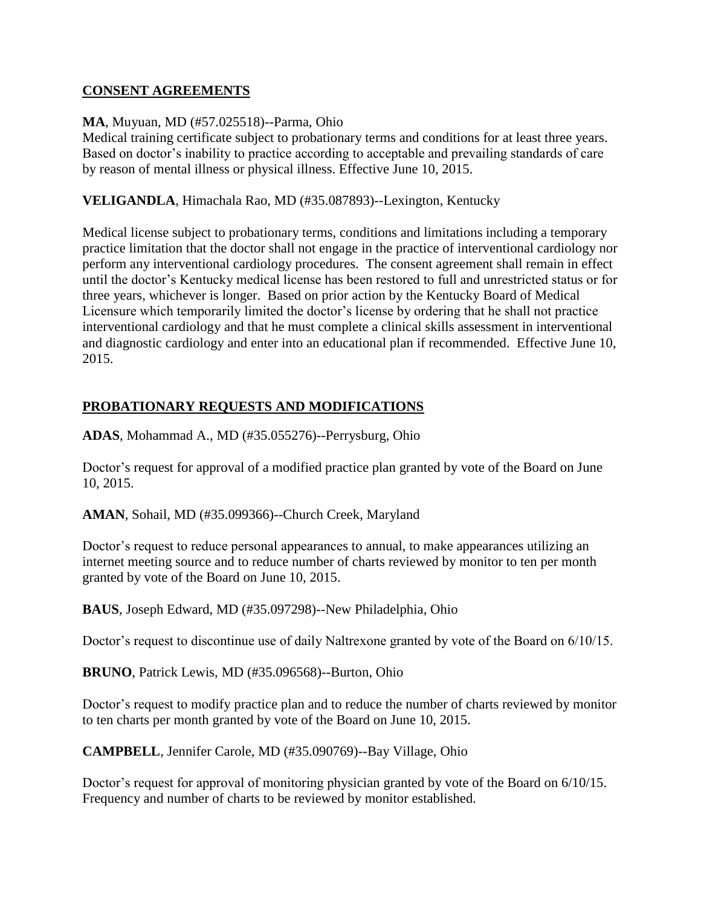## CONSENT AGREEMENTS

**MA**, Muyuan, MD (#57.025518)--Parma, Ohio
Medical training certificate subject to probationary terms and conditions for at least three years. Based on doctor's inability to practice according to acceptable and prevailing standards of care by reason of mental illness or physical illness. Effective June 10, 2015.

**VELIGANDLA**, Himachala Rao, MD (#35.087893)--Lexington, Kentucky

Medical license subject to probationary terms, conditions and limitations including a temporary practice limitation that the doctor shall not engage in the practice of interventional cardiology nor perform any interventional cardiology procedures. The consent agreement shall remain in effect until the doctor's Kentucky medical license has been restored to full and unrestricted status or for three years, whichever is longer. Based on prior action by the Kentucky Board of Medical Licensure which temporarily limited the doctor's license by ordering that he shall not practice interventional cardiology and that he must complete a clinical skills assessment in interventional and diagnostic cardiology and enter into an educational plan if recommended. Effective June 10, 2015.

## PROBATIONARY REQUESTS AND MODIFICATIONS

**ADAS**, Mohammad A., MD (#35.055276)--Perrysburg, Ohio

Doctor's request for approval of a modified practice plan granted by vote of the Board on June 10, 2015.

**AMAN**, Sohail, MD (#35.099366)--Church Creek, Maryland

Doctor's request to reduce personal appearances to annual, to make appearances utilizing an internet meeting source and to reduce number of charts reviewed by monitor to ten per month granted by vote of the Board on June 10, 2015.

**BAUS**, Joseph Edward, MD (#35.097298)--New Philadelphia, Ohio

Doctor's request to discontinue use of daily Naltrexone granted by vote of the Board on 6/10/15.

**BRUNO**, Patrick Lewis, MD (#35.096568)--Burton, Ohio

Doctor's request to modify practice plan and to reduce the number of charts reviewed by monitor to ten charts per month granted by vote of the Board on June 10, 2015.

**CAMPBELL**, Jennifer Carole, MD (#35.090769)--Bay Village, Ohio

Doctor's request for approval of monitoring physician granted by vote of the Board on 6/10/15. Frequency and number of charts to be reviewed by monitor established.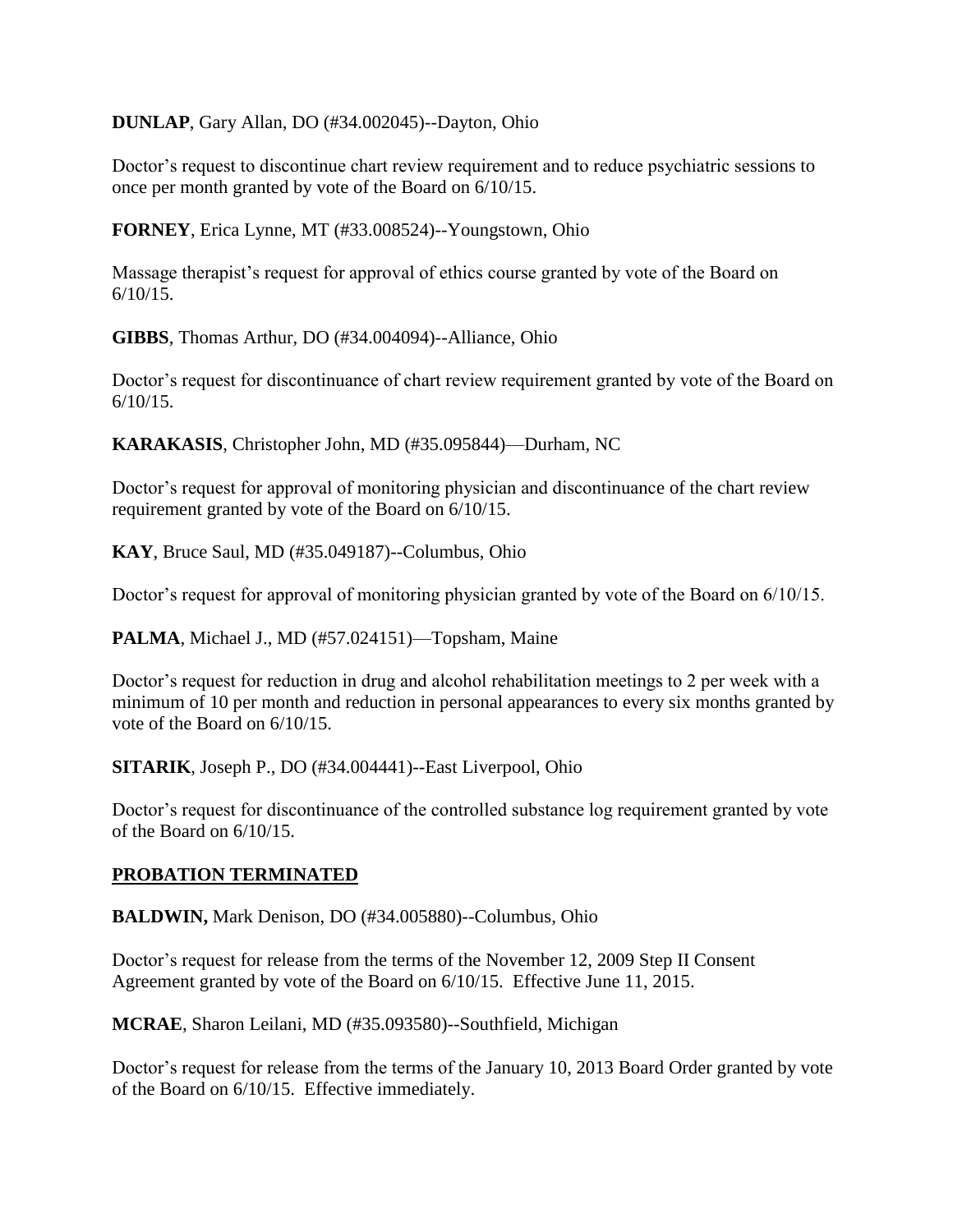**DUNLAP**, Gary Allan, DO (#34.002045)--Dayton, Ohio

Doctor's request to discontinue chart review requirement and to reduce psychiatric sessions to once per month granted by vote of the Board on 6/10/15.

**FORNEY**, Erica Lynne, MT (#33.008524)--Youngstown, Ohio

Massage therapist's request for approval of ethics course granted by vote of the Board on 6/10/15.

**GIBBS**, Thomas Arthur, DO (#34.004094)--Alliance, Ohio

Doctor's request for discontinuance of chart review requirement granted by vote of the Board on 6/10/15.

**KARAKASIS**, Christopher John, MD (#35.095844)—Durham, NC

Doctor's request for approval of monitoring physician and discontinuance of the chart review requirement granted by vote of the Board on 6/10/15.

**KAY**, Bruce Saul, MD (#35.049187)--Columbus, Ohio

Doctor's request for approval of monitoring physician granted by vote of the Board on 6/10/15.

**PALMA**, Michael J., MD (#57.024151)—Topsham, Maine

Doctor's request for reduction in drug and alcohol rehabilitation meetings to 2 per week with a minimum of 10 per month and reduction in personal appearances to every six months granted by vote of the Board on 6/10/15.

**SITARIK**, Joseph P., DO (#34.004441)--East Liverpool, Ohio

Doctor's request for discontinuance of the controlled substance log requirement granted by vote of the Board on 6/10/15.

## PROBATION TERMINATED

**BALDWIN,** Mark Denison, DO (#34.005880)--Columbus, Ohio

Doctor's request for release from the terms of the November 12, 2009 Step II Consent Agreement granted by vote of the Board on 6/10/15. Effective June 11, 2015.

**MCRAE**, Sharon Leilani, MD (#35.093580)--Southfield, Michigan

Doctor's request for release from the terms of the January 10, 2013 Board Order granted by vote of the Board on 6/10/15. Effective immediately.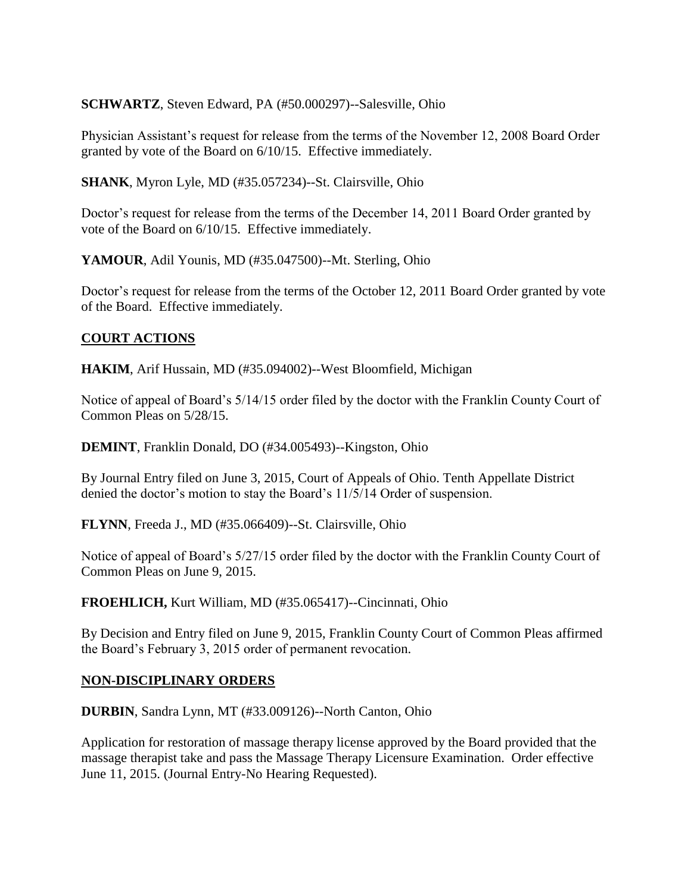**SCHWARTZ**, Steven Edward, PA (#50.000297)--Salesville, Ohio

Physician Assistant's request for release from the terms of the November 12, 2008 Board Order granted by vote of the Board on 6/10/15. Effective immediately.

**SHANK**, Myron Lyle, MD (#35.057234)--St. Clairsville, Ohio

Doctor's request for release from the terms of the December 14, 2011 Board Order granted by vote of the Board on 6/10/15. Effective immediately.

**YAMOUR**, Adil Younis, MD (#35.047500)--Mt. Sterling, Ohio

Doctor's request for release from the terms of the October 12, 2011 Board Order granted by vote of the Board. Effective immediately.

## COURT ACTIONS

**HAKIM**, Arif Hussain, MD (#35.094002)--West Bloomfield, Michigan

Notice of appeal of Board's 5/14/15 order filed by the doctor with the Franklin County Court of Common Pleas on 5/28/15.

**DEMINT**, Franklin Donald, DO (#34.005493)--Kingston, Ohio

By Journal Entry filed on June 3, 2015, Court of Appeals of Ohio. Tenth Appellate District denied the doctor's motion to stay the Board's 11/5/14 Order of suspension.

**FLYNN**, Freeda J., MD (#35.066409)--St. Clairsville, Ohio

Notice of appeal of Board's 5/27/15 order filed by the doctor with the Franklin County Court of Common Pleas on June 9, 2015.

**FROEHLICH,** Kurt William, MD (#35.065417)--Cincinnati, Ohio

By Decision and Entry filed on June 9, 2015, Franklin County Court of Common Pleas affirmed the Board's February 3, 2015 order of permanent revocation.

## NON-DISCIPLINARY ORDERS

**DURBIN**, Sandra Lynn, MT (#33.009126)--North Canton, Ohio

Application for restoration of massage therapy license approved by the Board provided that the massage therapist take and pass the Massage Therapy Licensure Examination. Order effective June 11, 2015. (Journal Entry-No Hearing Requested).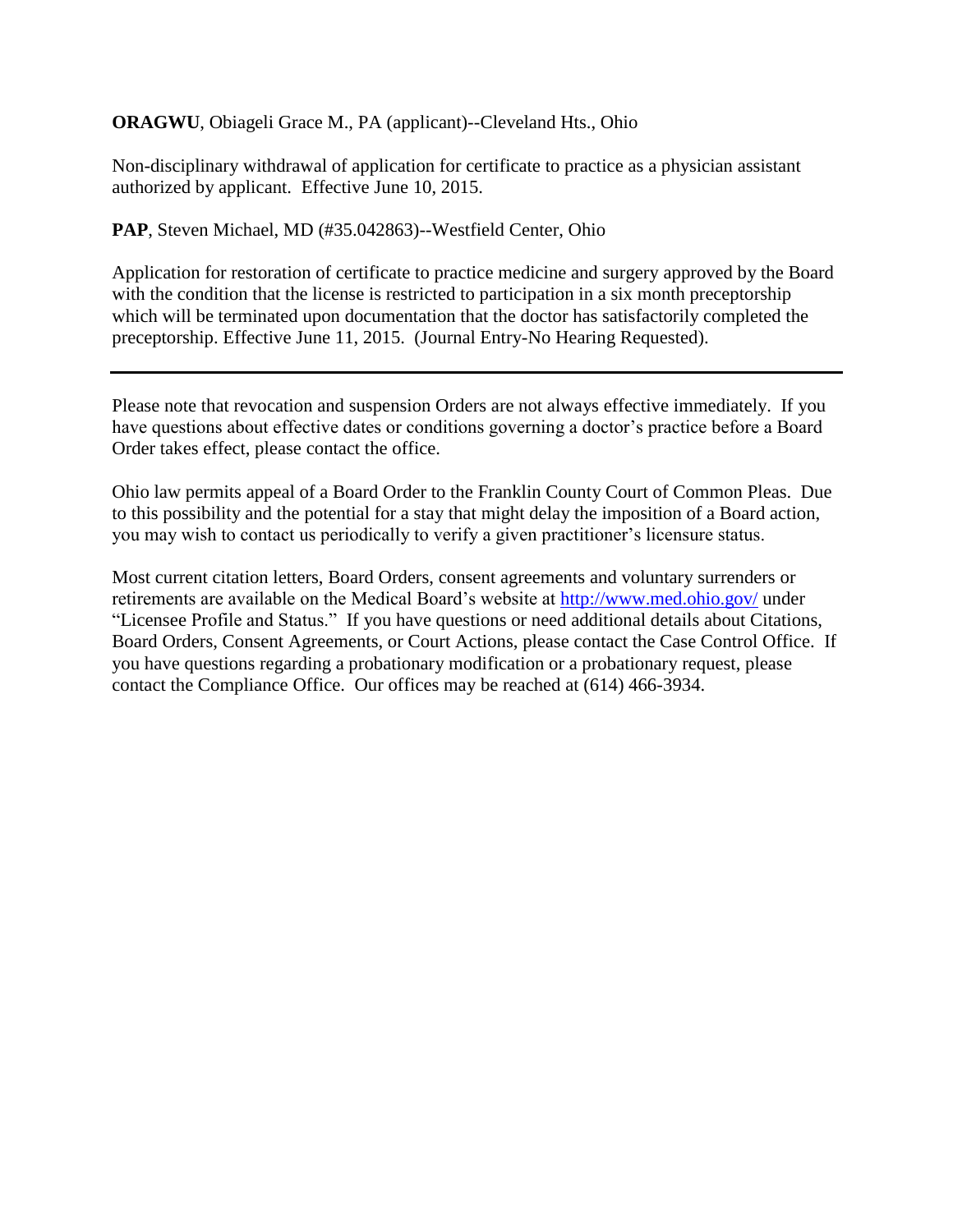**ORAGWU**, Obiageli Grace M., PA (applicant)--Cleveland Hts., Ohio

Non-disciplinary withdrawal of application for certificate to practice as a physician assistant authorized by applicant. Effective June 10, 2015.

**PAP**, Steven Michael, MD (#35.042863)--Westfield Center, Ohio

Application for restoration of certificate to practice medicine and surgery approved by the Board with the condition that the license is restricted to participation in a six month preceptorship which will be terminated upon documentation that the doctor has satisfactorily completed the preceptorship. Effective June 11, 2015. (Journal Entry-No Hearing Requested).

---

Please note that revocation and suspension Orders are not always effective immediately. If you have questions about effective dates or conditions governing a doctor's practice before a Board Order takes effect, please contact the office.

Ohio law permits appeal of a Board Order to the Franklin County Court of Common Pleas. Due to this possibility and the potential for a stay that might delay the imposition of a Board action, you may wish to contact us periodically to verify a given practitioner's licensure status.

Most current citation letters, Board Orders, consent agreements and voluntary surrenders or retirements are available on the Medical Board's website at http://www.med.ohio.gov/ under "Licensee Profile and Status." If you have questions or need additional details about Citations, Board Orders, Consent Agreements, or Court Actions, please contact the Case Control Office. If you have questions regarding a probationary modification or a probationary request, please contact the Compliance Office. Our offices may be reached at (614) 466-3934.